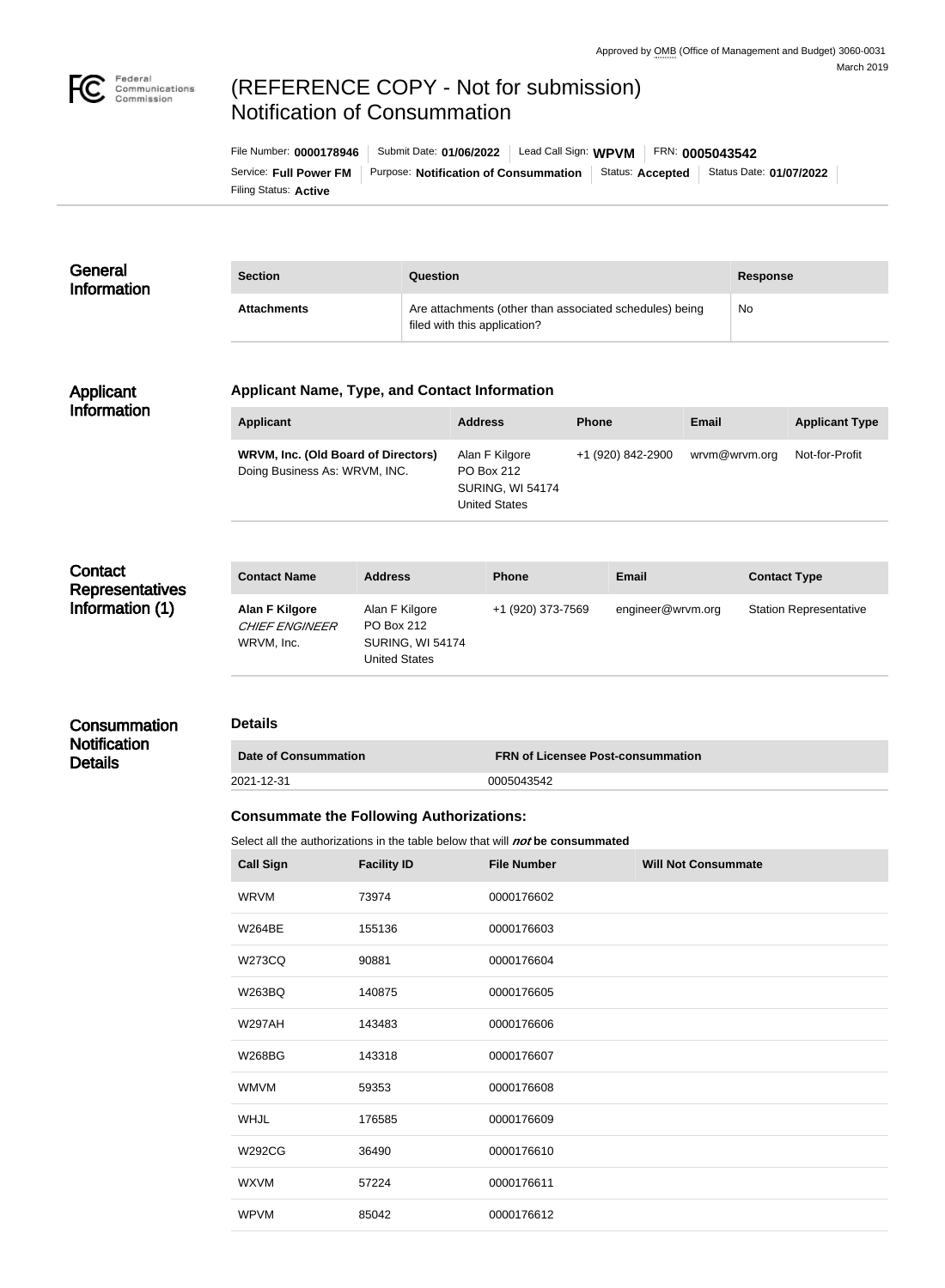Approved by OMB (Office of Management and Budget) 3060-0031
March 2019

# (REFERENCE COPY - Not for submission) Notification of Consummation

File Number: **0000178946** | Submit Date: **01/06/2022** | Lead Call Sign: **WPVM** | FRN: **0005043542**
Service: **Full Power FM** | Purpose: **Notification of Consummation** | Status: **Accepted** | Status Date: **01/07/2022**
Filing Status: **Active**

## General Information

| Section | Question | Response |
| --- | --- | --- |
| **Attachments** | Are attachments (other than associated schedules) being filed with this application? | No |

## Applicant Information

### Applicant Name, Type, and Contact Information

| Applicant | Address | Phone | Email | Applicant Type |
| --- | --- | --- | --- | --- |
| **WRVM, Inc. (Old Board of Directors)** Doing Business As: WRVM, INC. | Alan F Kilgore PO Box 212 SURING, WI 54174 United States | +1 (920) 842-2900 | wrvm@wrvm.org | Not-for-Profit |

## Contact Representatives Information (1)

| Contact Name | Address | Phone | Email | Contact Type |
| --- | --- | --- | --- | --- |
| **Alan F Kilgore** *CHIEF ENGINEER* WRVM, Inc. | Alan F Kilgore PO Box 212 SURING, WI 54174 United States | +1 (920) 373-7569 | engineer@wrvm.org | Station Representative |

## Consummation Notification Details

### Details

| Date of Consummation | FRN of Licensee Post-consummation |
| --- | --- |
| 2021-12-31 | 0005043542 |

### Consummate the Following Authorizations:

Select all the authorizations in the table below that will ***not*** **be consummated**

| Call Sign | Facility ID | File Number | Will Not Consummate |
| --- | --- | --- | --- |
| WRVM | 73974 | 0000176602 | |
| W264BE | 155136 | 0000176603 | |
| W273CQ | 90881 | 0000176604 | |
| W263BQ | 140875 | 0000176605 | |
| W297AH | 143483 | 0000176606 | |
| W268BG | 143318 | 0000176607 | |
| WMVM | 59353 | 0000176608 | |
| WHJL | 176585 | 0000176609 | |
| W292CG | 36490 | 0000176610 | |
| WXVM | 57224 | 0000176611 | |
| WPVM | 85042 | 0000176612 | |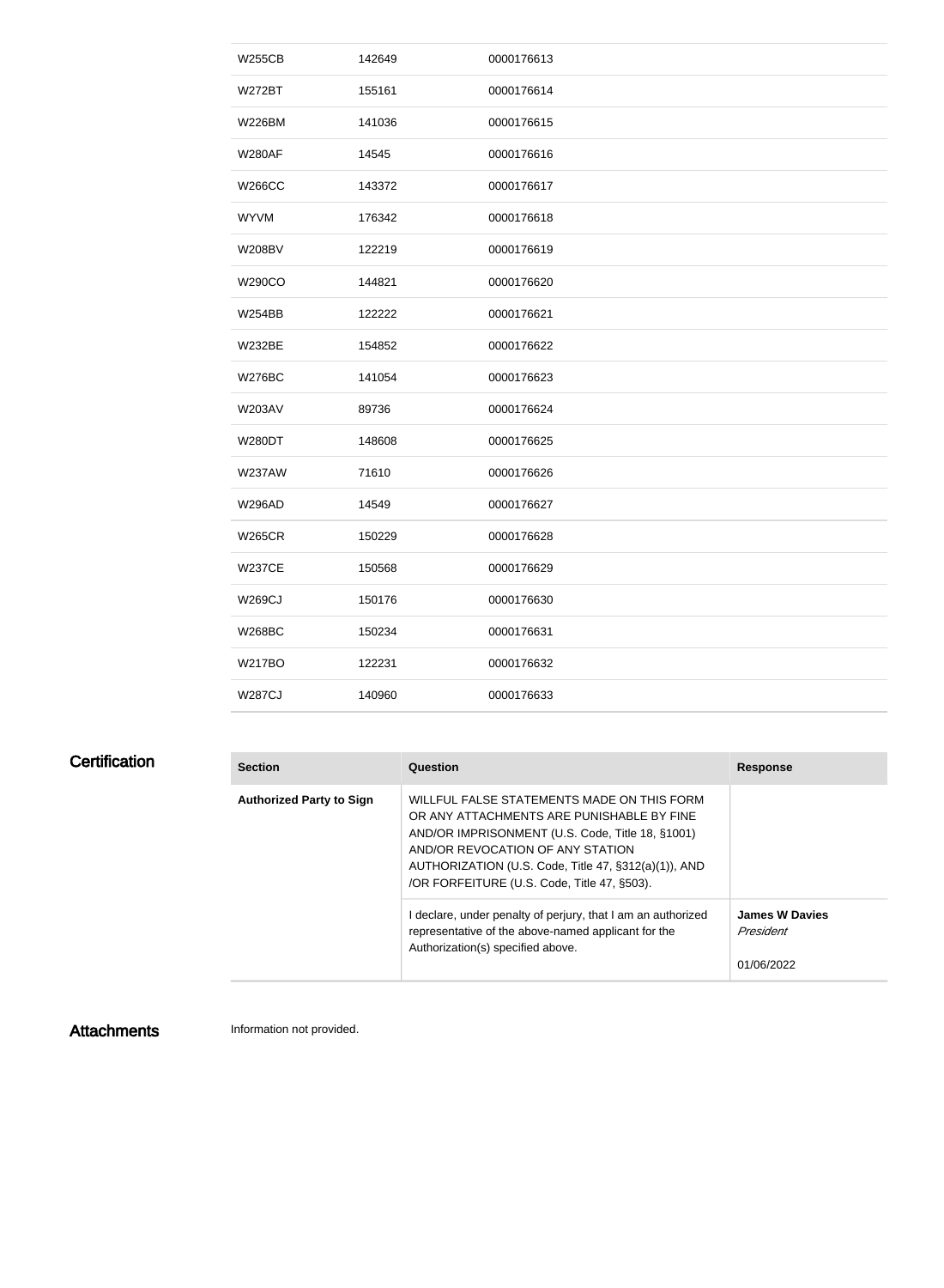| | | |
|---|---|---|
| W255CB | 142649 | 0000176613 |
| W272BT | 155161 | 0000176614 |
| W226BM | 141036 | 0000176615 |
| W280AF | 14545 | 0000176616 |
| W266CC | 143372 | 0000176617 |
| WYVM | 176342 | 0000176618 |
| W208BV | 122219 | 0000176619 |
| W290CO | 144821 | 0000176620 |
| W254BB | 122222 | 0000176621 |
| W232BE | 154852 | 0000176622 |
| W276BC | 141054 | 0000176623 |
| W203AV | 89736 | 0000176624 |
| W280DT | 148608 | 0000176625 |
| W237AW | 71610 | 0000176626 |
| W296AD | 14549 | 0000176627 |
| W265CR | 150229 | 0000176628 |
| W237CE | 150568 | 0000176629 |
| W269CJ | 150176 | 0000176630 |
| W268BC | 150234 | 0000176631 |
| W217BO | 122231 | 0000176632 |
| W287CJ | 140960 | 0000176633 |

## Certification

| Section | Question | Response |
|---|---|---|
| **Authorized Party to Sign** | WILLFUL FALSE STATEMENTS MADE ON THIS FORM OR ANY ATTACHMENTS ARE PUNISHABLE BY FINE AND/OR IMPRISONMENT (U.S. Code, Title 18, §1001) AND/OR REVOCATION OF ANY STATION AUTHORIZATION (U.S. Code, Title 47, §312(a)(1)), AND /OR FORFEITURE (U.S. Code, Title 47, §503). | |
| | I declare, under penalty of perjury, that I am an authorized representative of the above-named applicant for the Authorization(s) specified above. | **James W Davies** *President* 01/06/2022 |

## Attachments

Information not provided.